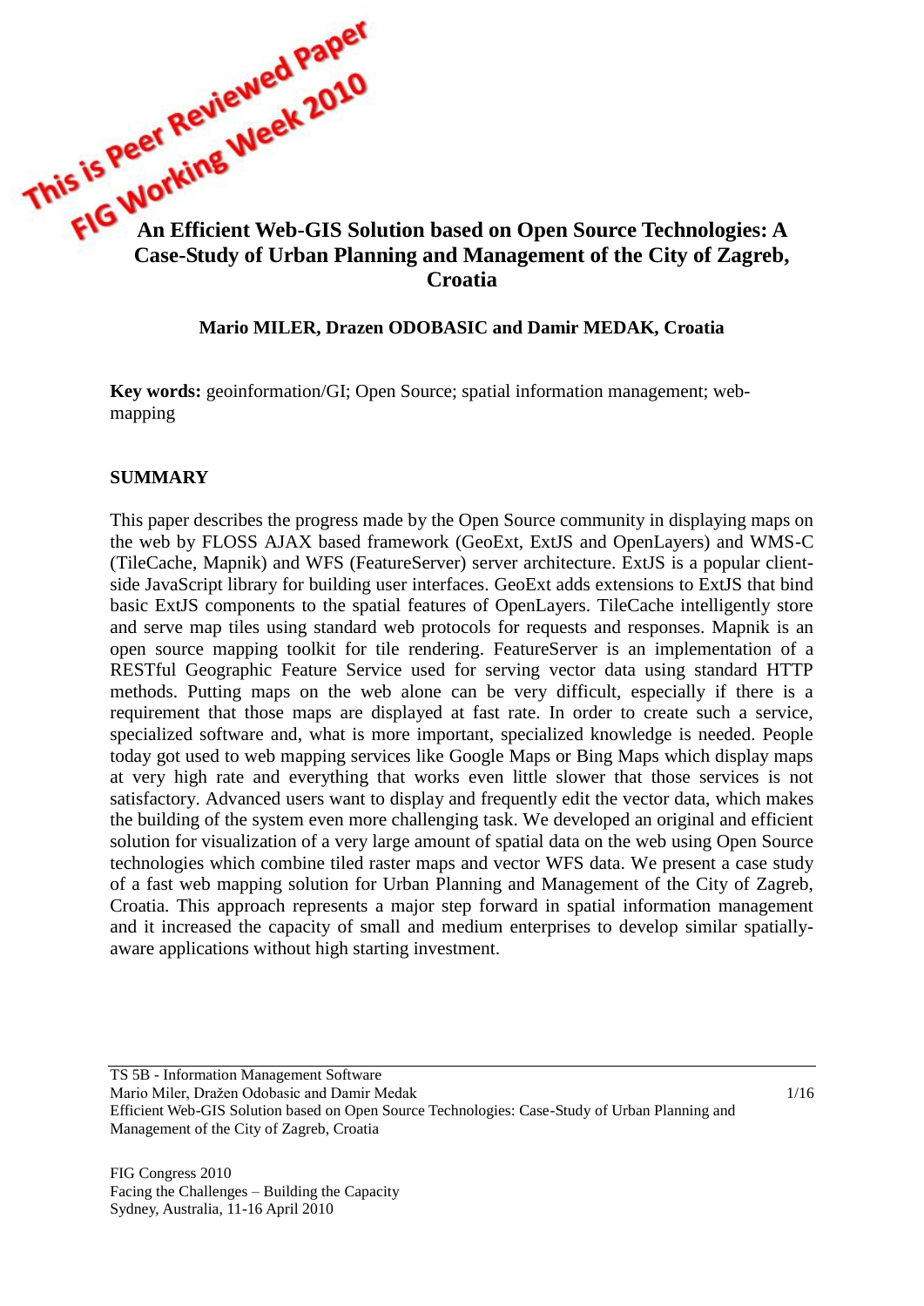This is Peer Reviewed Paper
FIG Working Week 2010

# An Efficient Web-GIS Solution based on Open Source Technologies: A Case-Study of Urban Planning and Management of the City of Zagreb, Croatia

**Mario MILER, Drazen ODOBASIC and Damir MEDAK, Croatia**

**Key words:** geoinformation/GI; Open Source; spatial information management; web-mapping

## SUMMARY

This paper describes the progress made by the Open Source community in displaying maps on the web by FLOSS AJAX based framework (GeoExt, ExtJS and OpenLayers) and WMS-C (TileCache, Mapnik) and WFS (FeatureServer) server architecture. ExtJS is a popular client-side JavaScript library for building user interfaces. GeoExt adds extensions to ExtJS that bind basic ExtJS components to the spatial features of OpenLayers. TileCache intelligently store and serve map tiles using standard web protocols for requests and responses. Mapnik is an open source mapping toolkit for tile rendering. FeatureServer is an implementation of a RESTful Geographic Feature Service used for serving vector data using standard HTTP methods. Putting maps on the web alone can be very difficult, especially if there is a requirement that those maps are displayed at fast rate. In order to create such a service, specialized software and, what is more important, specialized knowledge is needed. People today got used to web mapping services like Google Maps or Bing Maps which display maps at very high rate and everything that works even little slower that those services is not satisfactory. Advanced users want to display and frequently edit the vector data, which makes the building of the system even more challenging task. We developed an original and efficient solution for visualization of a very large amount of spatial data on the web using Open Source technologies which combine tiled raster maps and vector WFS data. We present a case study of a fast web mapping solution for Urban Planning and Management of the City of Zagreb, Croatia. This approach represents a major step forward in spatial information management and it increased the capacity of small and medium enterprises to develop similar spatially-aware applications without high starting investment.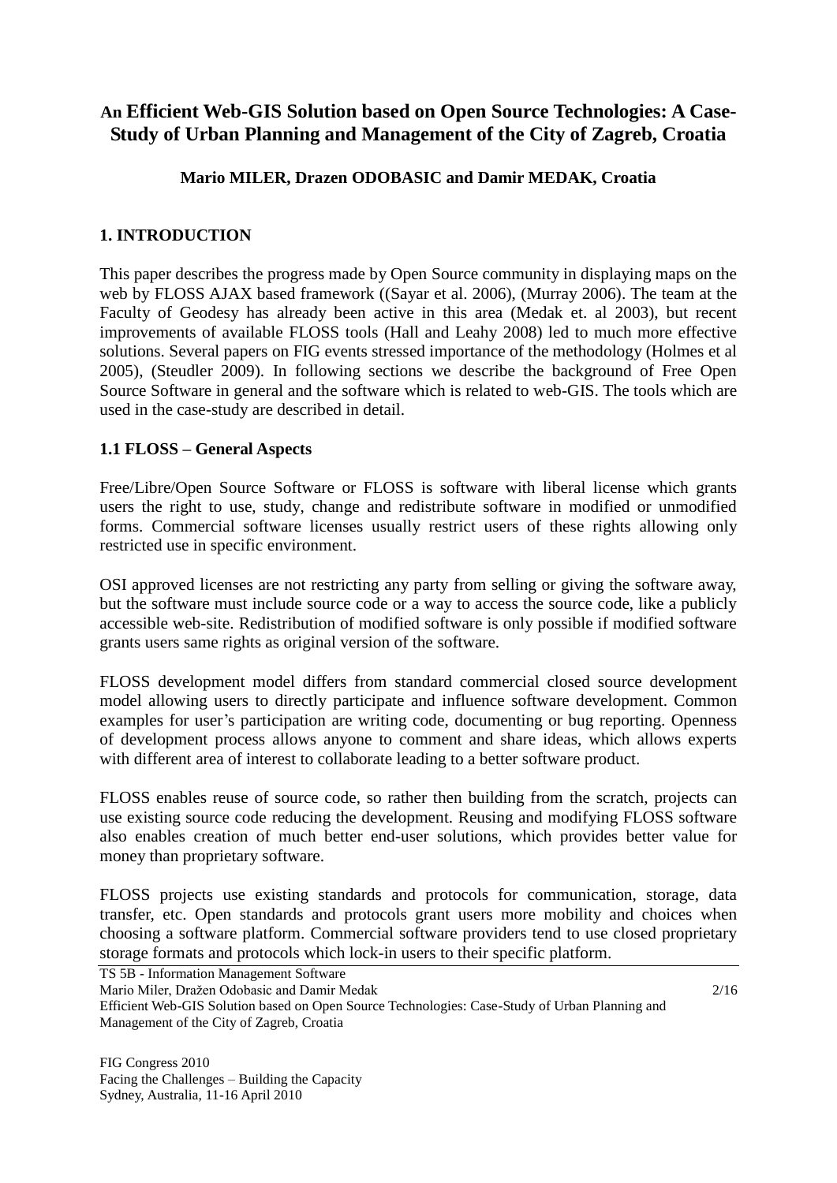# An Efficient Web-GIS Solution based on Open Source Technologies: A Case-Study of Urban Planning and Management of the City of Zagreb, Croatia

**Mario MILER, Drazen ODOBASIC and Damir MEDAK, Croatia**

## 1. INTRODUCTION

This paper describes the progress made by Open Source community in displaying maps on the web by FLOSS AJAX based framework ((Sayar et al. 2006), (Murray 2006). The team at the Faculty of Geodesy has already been active in this area (Medak et. al 2003), but recent improvements of available FLOSS tools (Hall and Leahy 2008) led to much more effective solutions. Several papers on FIG events stressed importance of the methodology (Holmes et al 2005), (Steudler 2009). In following sections we describe the background of Free Open Source Software in general and the software which is related to web-GIS. The tools which are used in the case-study are described in detail.

### 1.1 FLOSS – General Aspects

Free/Libre/Open Source Software or FLOSS is software with liberal license which grants users the right to use, study, change and redistribute software in modified or unmodified forms. Commercial software licenses usually restrict users of these rights allowing only restricted use in specific environment.

OSI approved licenses are not restricting any party from selling or giving the software away, but the software must include source code or a way to access the source code, like a publicly accessible web-site. Redistribution of modified software is only possible if modified software grants users same rights as original version of the software.

FLOSS development model differs from standard commercial closed source development model allowing users to directly participate and influence software development. Common examples for user's participation are writing code, documenting or bug reporting. Openness of development process allows anyone to comment and share ideas, which allows experts with different area of interest to collaborate leading to a better software product.

FLOSS enables reuse of source code, so rather then building from the scratch, projects can use existing source code reducing the development. Reusing and modifying FLOSS software also enables creation of much better end-user solutions, which provides better value for money than proprietary software.

FLOSS projects use existing standards and protocols for communication, storage, data transfer, etc. Open standards and protocols grant users more mobility and choices when choosing a software platform. Commercial software providers tend to use closed proprietary storage formats and protocols which lock-in users to their specific platform.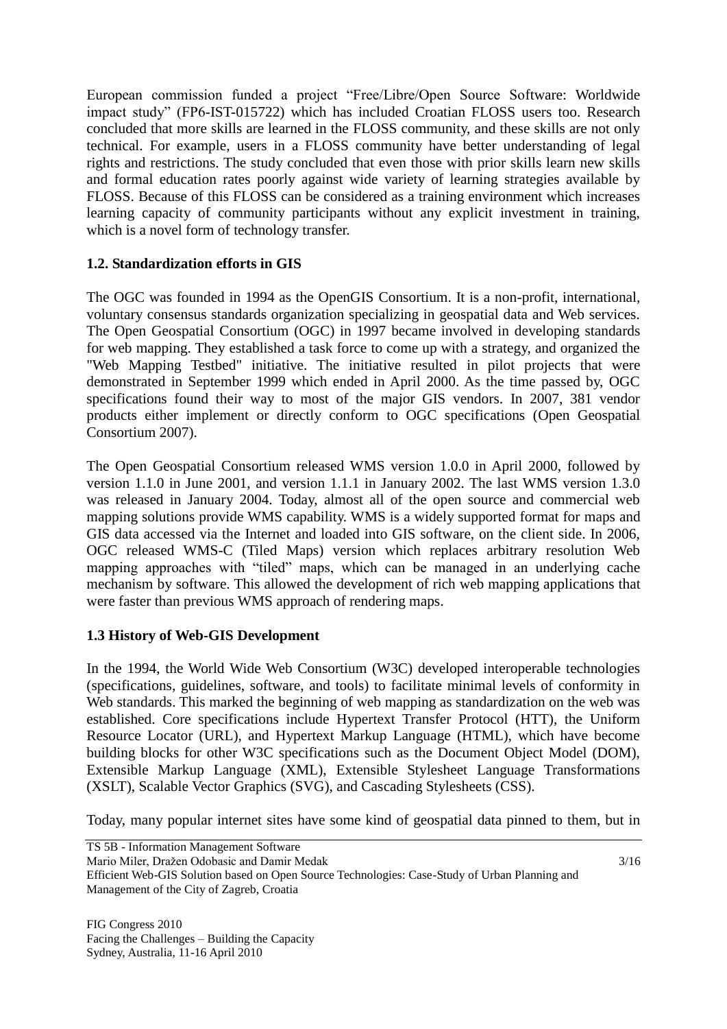European commission funded a project “Free/Libre/Open Source Software: Worldwide impact study” (FP6-IST-015722) which has included Croatian FLOSS users too. Research concluded that more skills are learned in the FLOSS community, and these skills are not only technical. For example, users in a FLOSS community have better understanding of legal rights and restrictions. The study concluded that even those with prior skills learn new skills and formal education rates poorly against wide variety of learning strategies available by FLOSS. Because of this FLOSS can be considered as a training environment which increases learning capacity of community participants without any explicit investment in training, which is a novel form of technology transfer.

### 1.2. Standardization efforts in GIS

The OGC was founded in 1994 as the OpenGIS Consortium. It is a non-profit, international, voluntary consensus standards organization specializing in geospatial data and Web services. The Open Geospatial Consortium (OGC) in 1997 became involved in developing standards for web mapping. They established a task force to come up with a strategy, and organized the "Web Mapping Testbed" initiative. The initiative resulted in pilot projects that were demonstrated in September 1999 which ended in April 2000. As the time passed by, OGC specifications found their way to most of the major GIS vendors. In 2007, 381 vendor products either implement or directly conform to OGC specifications (Open Geospatial Consortium 2007).

The Open Geospatial Consortium released WMS version 1.0.0 in April 2000, followed by version 1.1.0 in June 2001, and version 1.1.1 in January 2002. The last WMS version 1.3.0 was released in January 2004. Today, almost all of the open source and commercial web mapping solutions provide WMS capability. WMS is a widely supported format for maps and GIS data accessed via the Internet and loaded into GIS software, on the client side. In 2006, OGC released WMS-C (Tiled Maps) version which replaces arbitrary resolution Web mapping approaches with “tiled” maps, which can be managed in an underlying cache mechanism by software. This allowed the development of rich web mapping applications that were faster than previous WMS approach of rendering maps.

### 1.3 History of Web-GIS Development

In the 1994, the World Wide Web Consortium (W3C) developed interoperable technologies (specifications, guidelines, software, and tools) to facilitate minimal levels of conformity in Web standards. This marked the beginning of web mapping as standardization on the web was established. Core specifications include Hypertext Transfer Protocol (HTT), the Uniform Resource Locator (URL), and Hypertext Markup Language (HTML), which have become building blocks for other W3C specifications such as the Document Object Model (DOM), Extensible Markup Language (XML), Extensible Stylesheet Language Transformations (XSLT), Scalable Vector Graphics (SVG), and Cascading Stylesheets (CSS).

Today, many popular internet sites have some kind of geospatial data pinned to them, but in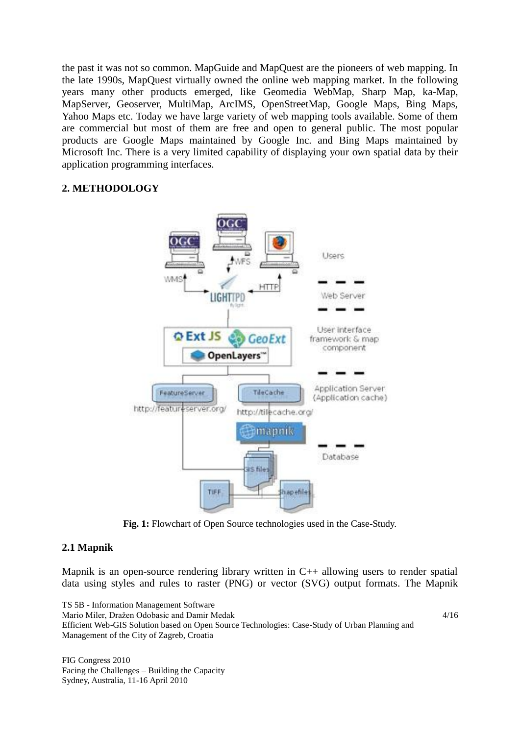the past it was not so common. MapGuide and MapQuest are the pioneers of web mapping. In the late 1990s, MapQuest virtually owned the online web mapping market. In the following years many other products emerged, like Geomedia WebMap, Sharp Map, ka-Map, MapServer, Geoserver, MultiMap, ArcIMS, OpenStreetMap, Google Maps, Bing Maps, Yahoo Maps etc. Today we have large variety of web mapping tools available. Some of them are commercial but most of them are free and open to general public. The most popular products are Google Maps maintained by Google Inc. and Bing Maps maintained by Microsoft Inc. There is a very limited capability of displaying your own spatial data by their application programming interfaces.

## 2. METHODOLOGY

**Fig. 1:** Flowchart of Open Source technologies used in the Case-Study.

### 2.1 Mapnik

Mapnik is an open-source rendering library written in C++ allowing users to render spatial data using styles and rules to raster (PNG) or vector (SVG) output formats. The Mapnik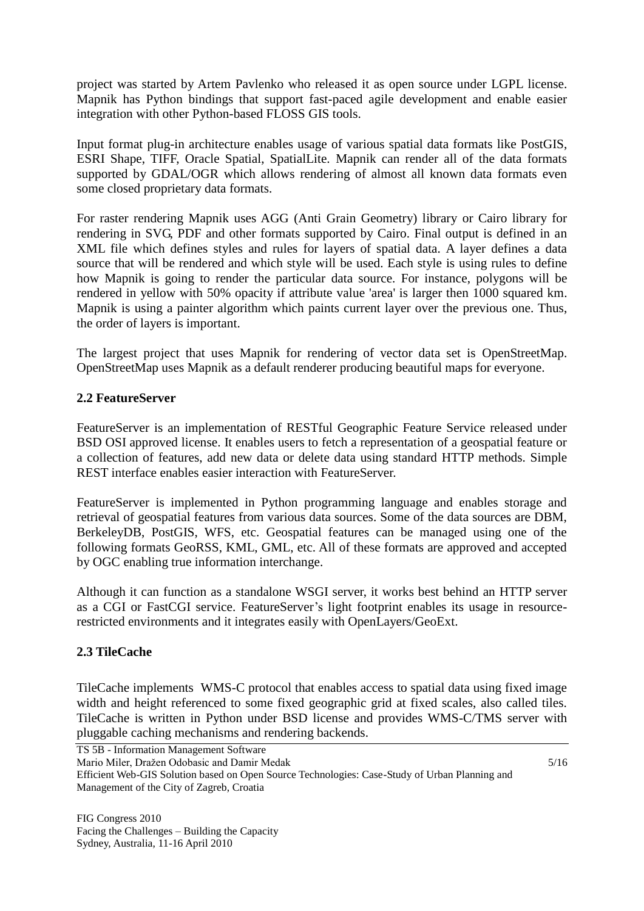project was started by Artem Pavlenko who released it as open source under LGPL license. Mapnik has Python bindings that support fast-paced agile development and enable easier integration with other Python-based FLOSS GIS tools.

Input format plug-in architecture enables usage of various spatial data formats like PostGIS, ESRI Shape, TIFF, Oracle Spatial, SpatialLite. Mapnik can render all of the data formats supported by GDAL/OGR which allows rendering of almost all known data formats even some closed proprietary data formats.

For raster rendering Mapnik uses AGG (Anti Grain Geometry) library or Cairo library for rendering in SVG, PDF and other formats supported by Cairo. Final output is defined in an XML file which defines styles and rules for layers of spatial data. A layer defines a data source that will be rendered and which style will be used. Each style is using rules to define how Mapnik is going to render the particular data source. For instance, polygons will be rendered in yellow with 50% opacity if attribute value 'area' is larger then 1000 squared km. Mapnik is using a painter algorithm which paints current layer over the previous one. Thus, the order of layers is important.

The largest project that uses Mapnik for rendering of vector data set is OpenStreetMap. OpenStreetMap uses Mapnik as a default renderer producing beautiful maps for everyone.

### 2.2 FeatureServer

FeatureServer is an implementation of RESTful Geographic Feature Service released under BSD OSI approved license. It enables users to fetch a representation of a geospatial feature or a collection of features, add new data or delete data using standard HTTP methods. Simple REST interface enables easier interaction with FeatureServer.

FeatureServer is implemented in Python programming language and enables storage and retrieval of geospatial features from various data sources. Some of the data sources are DBM, BerkeleyDB, PostGIS, WFS, etc. Geospatial features can be managed using one of the following formats GeoRSS, KML, GML, etc. All of these formats are approved and accepted by OGC enabling true information interchange.

Although it can function as a standalone WSGI server, it works best behind an HTTP server as a CGI or FastCGI service. FeatureServer's light footprint enables its usage in resource-restricted environments and it integrates easily with OpenLayers/GeoExt.

### 2.3 TileCache

TileCache implements WMS-C protocol that enables access to spatial data using fixed image width and height referenced to some fixed geographic grid at fixed scales, also called tiles. TileCache is written in Python under BSD license and provides WMS-C/TMS server with pluggable caching mechanisms and rendering backends.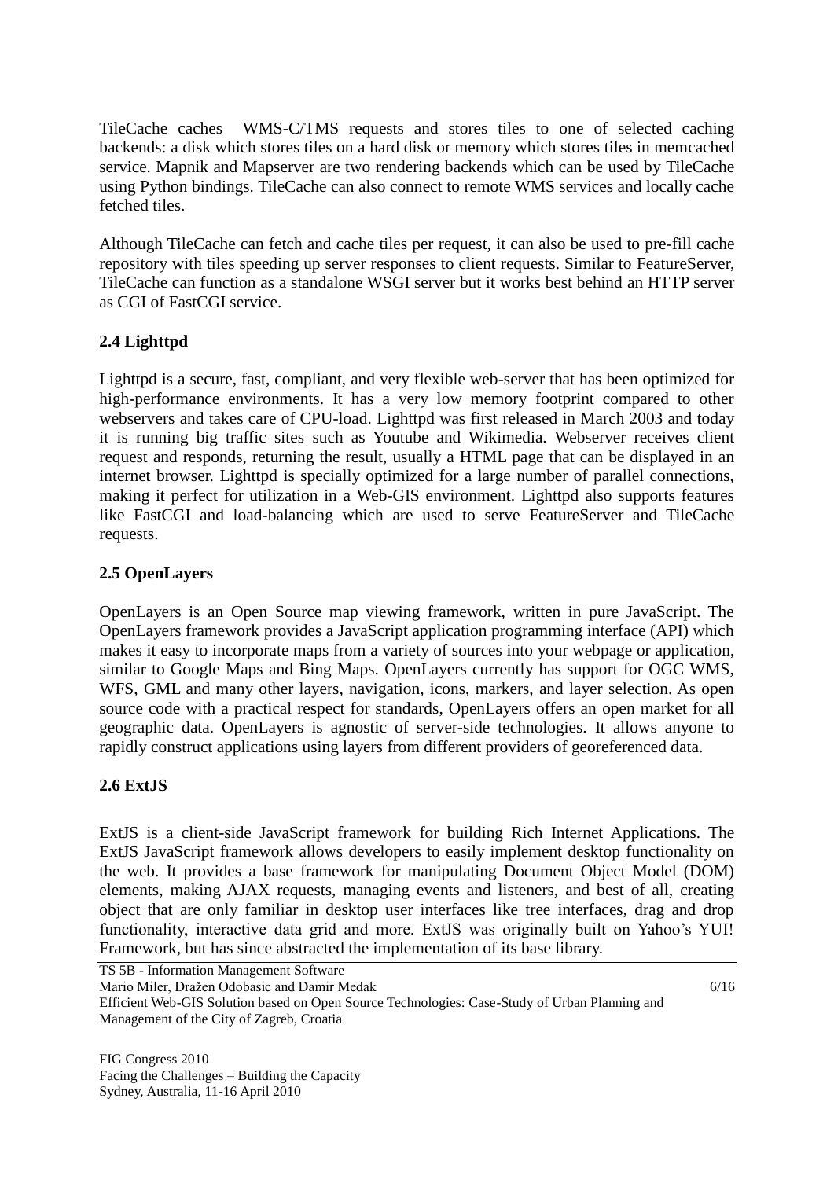TileCache caches WMS-C/TMS requests and stores tiles to one of selected caching backends: a disk which stores tiles on a hard disk or memory which stores tiles in memcached service. Mapnik and Mapserver are two rendering backends which can be used by TileCache using Python bindings. TileCache can also connect to remote WMS services and locally cache fetched tiles.

Although TileCache can fetch and cache tiles per request, it can also be used to pre-fill cache repository with tiles speeding up server responses to client requests. Similar to FeatureServer, TileCache can function as a standalone WSGI server but it works best behind an HTTP server as CGI of FastCGI service.

## 2.4 Lighttpd

Lighttpd is a secure, fast, compliant, and very flexible web-server that has been optimized for high-performance environments. It has a very low memory footprint compared to other webservers and takes care of CPU-load. Lighttpd was first released in March 2003 and today it is running big traffic sites such as Youtube and Wikimedia. Webserver receives client request and responds, returning the result, usually a HTML page that can be displayed in an internet browser. Lighttpd is specially optimized for a large number of parallel connections, making it perfect for utilization in a Web-GIS environment. Lighttpd also supports features like FastCGI and load-balancing which are used to serve FeatureServer and TileCache requests.

## 2.5 OpenLayers

OpenLayers is an Open Source map viewing framework, written in pure JavaScript. The OpenLayers framework provides a JavaScript application programming interface (API) which makes it easy to incorporate maps from a variety of sources into your webpage or application, similar to Google Maps and Bing Maps. OpenLayers currently has support for OGC WMS, WFS, GML and many other layers, navigation, icons, markers, and layer selection. As open source code with a practical respect for standards, OpenLayers offers an open market for all geographic data. OpenLayers is agnostic of server-side technologies. It allows anyone to rapidly construct applications using layers from different providers of georeferenced data.

## 2.6 ExtJS

ExtJS is a client-side JavaScript framework for building Rich Internet Applications. The ExtJS JavaScript framework allows developers to easily implement desktop functionality on the web. It provides a base framework for manipulating Document Object Model (DOM) elements, making AJAX requests, managing events and listeners, and best of all, creating object that are only familiar in desktop user interfaces like tree interfaces, drag and drop functionality, interactive data grid and more. ExtJS was originally built on Yahoo's YUI! Framework, but has since abstracted the implementation of its base library.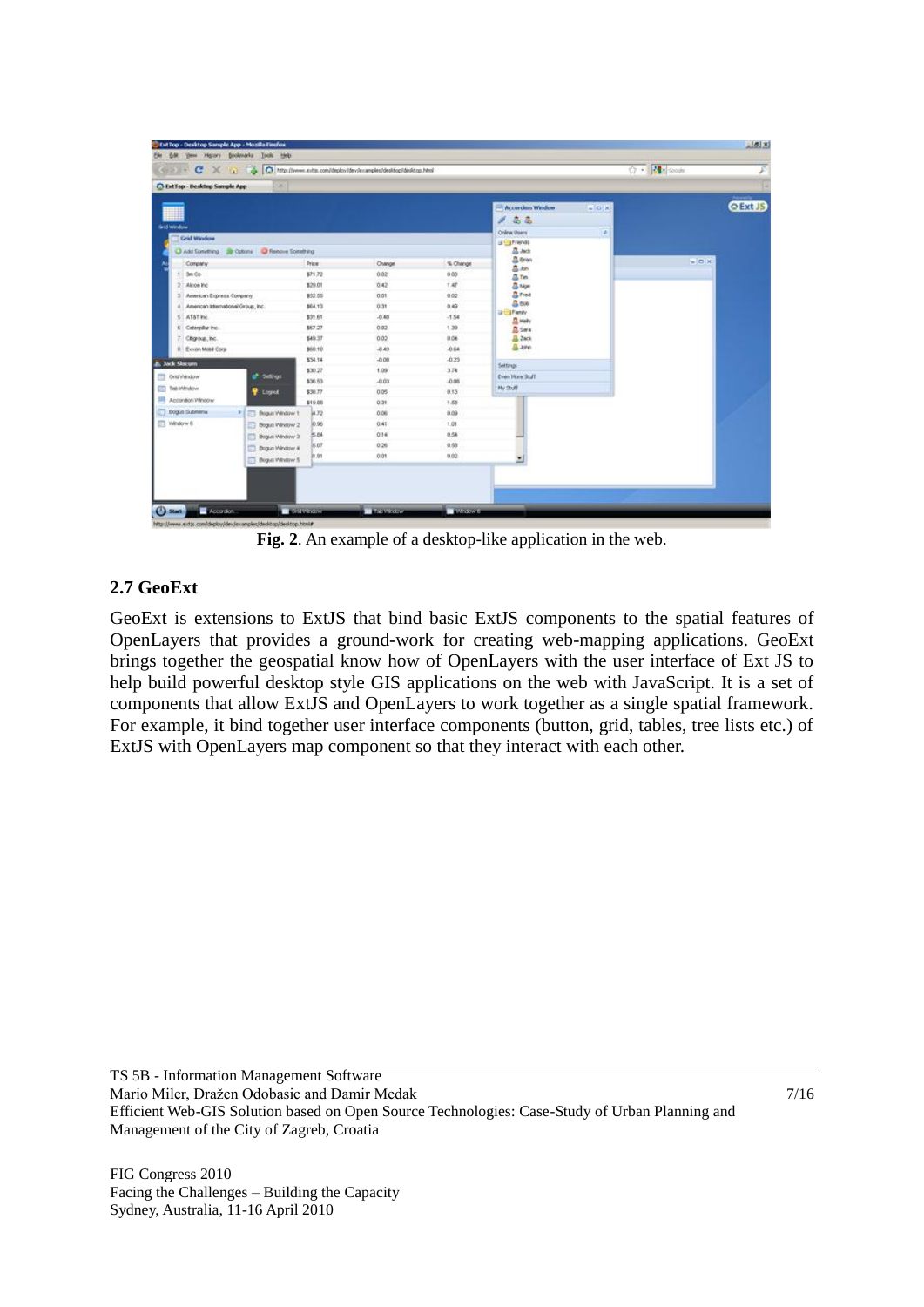**Fig. 2**. An example of a desktop-like application in the web.

### 2.7 GeoExt

GeoExt is extensions to ExtJS that bind basic ExtJS components to the spatial features of OpenLayers that provides a ground-work for creating web-mapping applications. GeoExt brings together the geospatial know how of OpenLayers with the user interface of Ext JS to help build powerful desktop style GIS applications on the web with JavaScript. It is a set of components that allow ExtJS and OpenLayers to work together as a single spatial framework. For example, it bind together user interface components (button, grid, tables, tree lists etc.) of ExtJS with OpenLayers map component so that they interact with each other.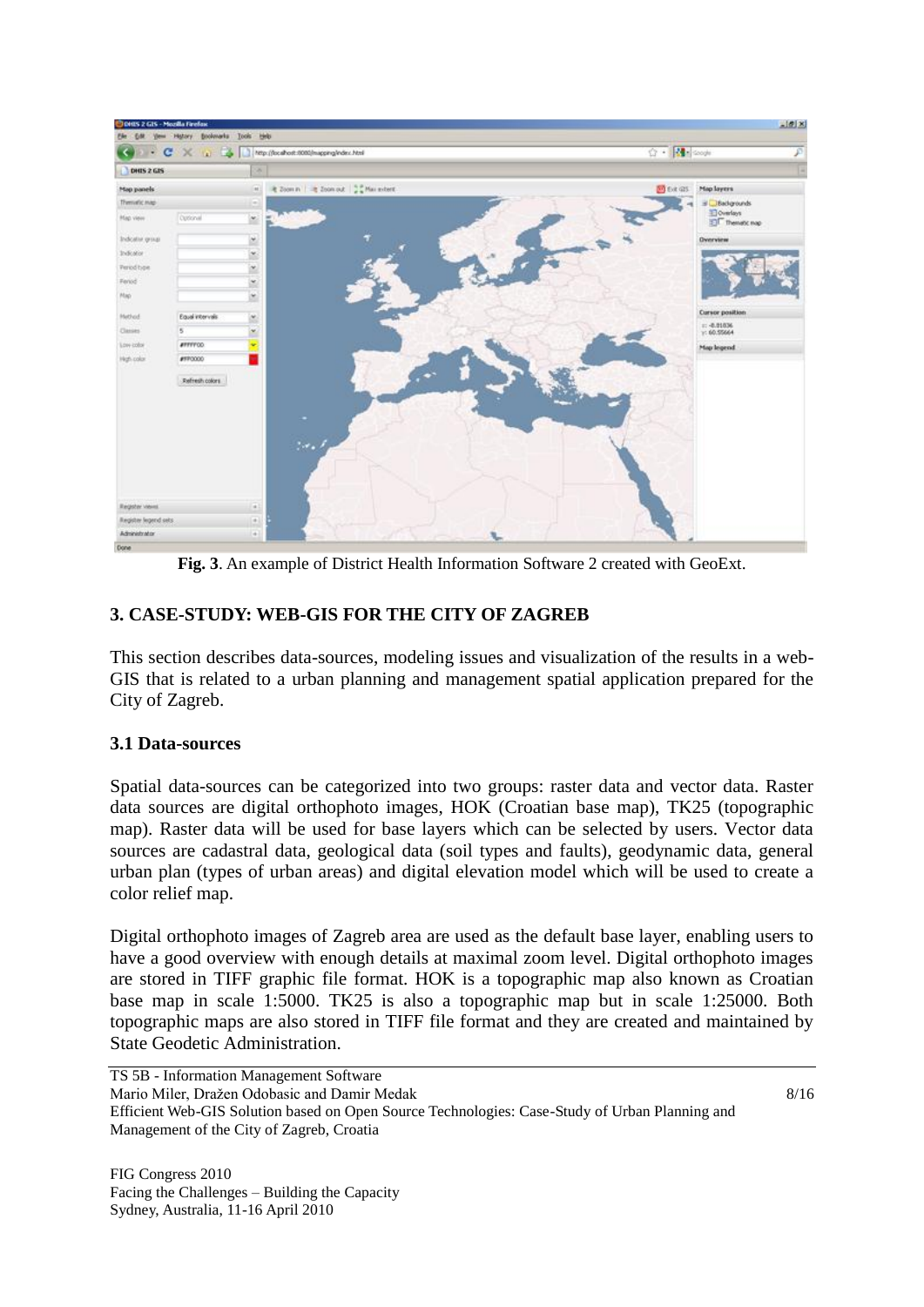**Fig. 3**. An example of District Health Information Software 2 created with GeoExt.

## 3. CASE-STUDY: WEB-GIS FOR THE CITY OF ZAGREB

This section describes data-sources, modeling issues and visualization of the results in a web-GIS that is related to a urban planning and management spatial application prepared for the City of Zagreb.

### 3.1 Data-sources

Spatial data-sources can be categorized into two groups: raster data and vector data. Raster data sources are digital orthophoto images, HOK (Croatian base map), TK25 (topographic map). Raster data will be used for base layers which can be selected by users. Vector data sources are cadastral data, geological data (soil types and faults), geodynamic data, general urban plan (types of urban areas) and digital elevation model which will be used to create a color relief map.

Digital orthophoto images of Zagreb area are used as the default base layer, enabling users to have a good overview with enough details at maximal zoom level. Digital orthophoto images are stored in TIFF graphic file format. HOK is a topographic map also known as Croatian base map in scale 1:5000. TK25 is also a topographic map but in scale 1:25000. Both topographic maps are also stored in TIFF file format and they are created and maintained by State Geodetic Administration.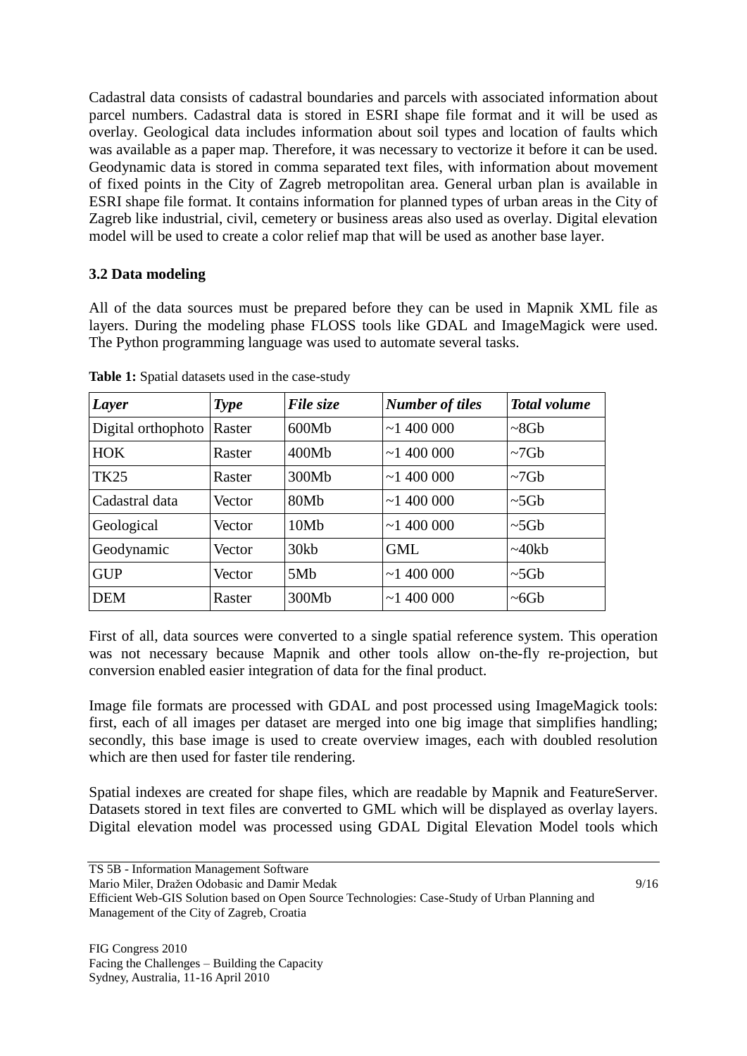Cadastral data consists of cadastral boundaries and parcels with associated information about parcel numbers. Cadastral data is stored in ESRI shape file format and it will be used as overlay. Geological data includes information about soil types and location of faults which was available as a paper map. Therefore, it was necessary to vectorize it before it can be used. Geodynamic data is stored in comma separated text files, with information about movement of fixed points in the City of Zagreb metropolitan area. General urban plan is available in ESRI shape file format. It contains information for planned types of urban areas in the City of Zagreb like industrial, civil, cemetery or business areas also used as overlay. Digital elevation model will be used to create a color relief map that will be used as another base layer.

### 3.2 Data modeling

All of the data sources must be prepared before they can be used in Mapnik XML file as layers. During the modeling phase FLOSS tools like GDAL and ImageMagick were used. The Python programming language was used to automate several tasks.

**Table 1:** Spatial datasets used in the case-study

| *Layer* | *Type* | *File size* | *Number of tiles* | *Total volume* |
|---|---|---|---|---|
| Digital orthophoto | Raster | 600Mb | ~1 400 000 | ~8Gb |
| HOK | Raster | 400Mb | ~1 400 000 | ~7Gb |
| TK25 | Raster | 300Mb | ~1 400 000 | ~7Gb |
| Cadastral data | Vector | 80Mb | ~1 400 000 | ~5Gb |
| Geological | Vector | 10Mb | ~1 400 000 | ~5Gb |
| Geodynamic | Vector | 30kb | GML | ~40kb |
| GUP | Vector | 5Mb | ~1 400 000 | ~5Gb |
| DEM | Raster | 300Mb | ~1 400 000 | ~6Gb |

First of all, data sources were converted to a single spatial reference system. This operation was not necessary because Mapnik and other tools allow on-the-fly re-projection, but conversion enabled easier integration of data for the final product.

Image file formats are processed with GDAL and post processed using ImageMagick tools: first, each of all images per dataset are merged into one big image that simplifies handling; secondly, this base image is used to create overview images, each with doubled resolution which are then used for faster tile rendering.

Spatial indexes are created for shape files, which are readable by Mapnik and FeatureServer. Datasets stored in text files are converted to GML which will be displayed as overlay layers. Digital elevation model was processed using GDAL Digital Elevation Model tools which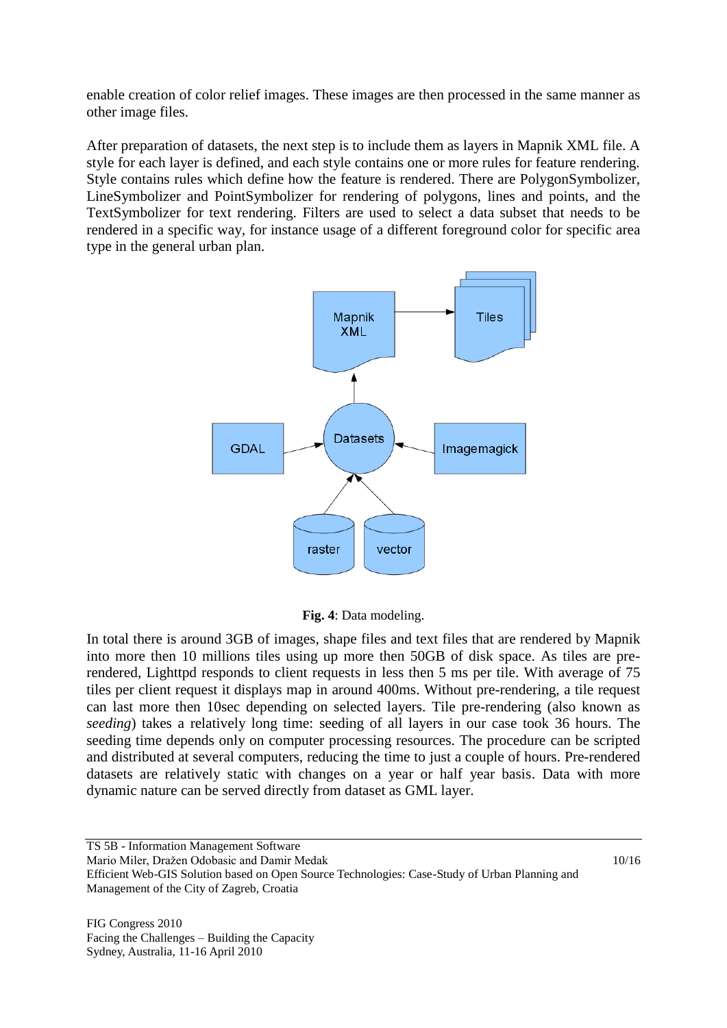enable creation of color relief images. These images are then processed in the same manner as other image files.

After preparation of datasets, the next step is to include them as layers in Mapnik XML file. A style for each layer is defined, and each style contains one or more rules for feature rendering. Style contains rules which define how the feature is rendered. There are PolygonSymbolizer, LineSymbolizer and PointSymbolizer for rendering of polygons, lines and points, and the TextSymbolizer for text rendering. Filters are used to select a data subset that needs to be rendered in a specific way, for instance usage of a different foreground color for specific area type in the general urban plan.

**Fig. 4**: Data modeling.

In total there is around 3GB of images, shape files and text files that are rendered by Mapnik into more then 10 millions tiles using up more then 50GB of disk space. As tiles are pre-rendered, Lighttpd responds to client requests in less then 5 ms per tile. With average of 75 tiles per client request it displays map in around 400ms. Without pre-rendering, a tile request can last more then 10sec depending on selected layers. Tile pre-rendering (also known as *seeding*) takes a relatively long time: seeding of all layers in our case took 36 hours. The seeding time depends only on computer processing resources. The procedure can be scripted and distributed at several computers, reducing the time to just a couple of hours. Pre-rendered datasets are relatively static with changes on a year or half year basis. Data with more dynamic nature can be served directly from dataset as GML layer.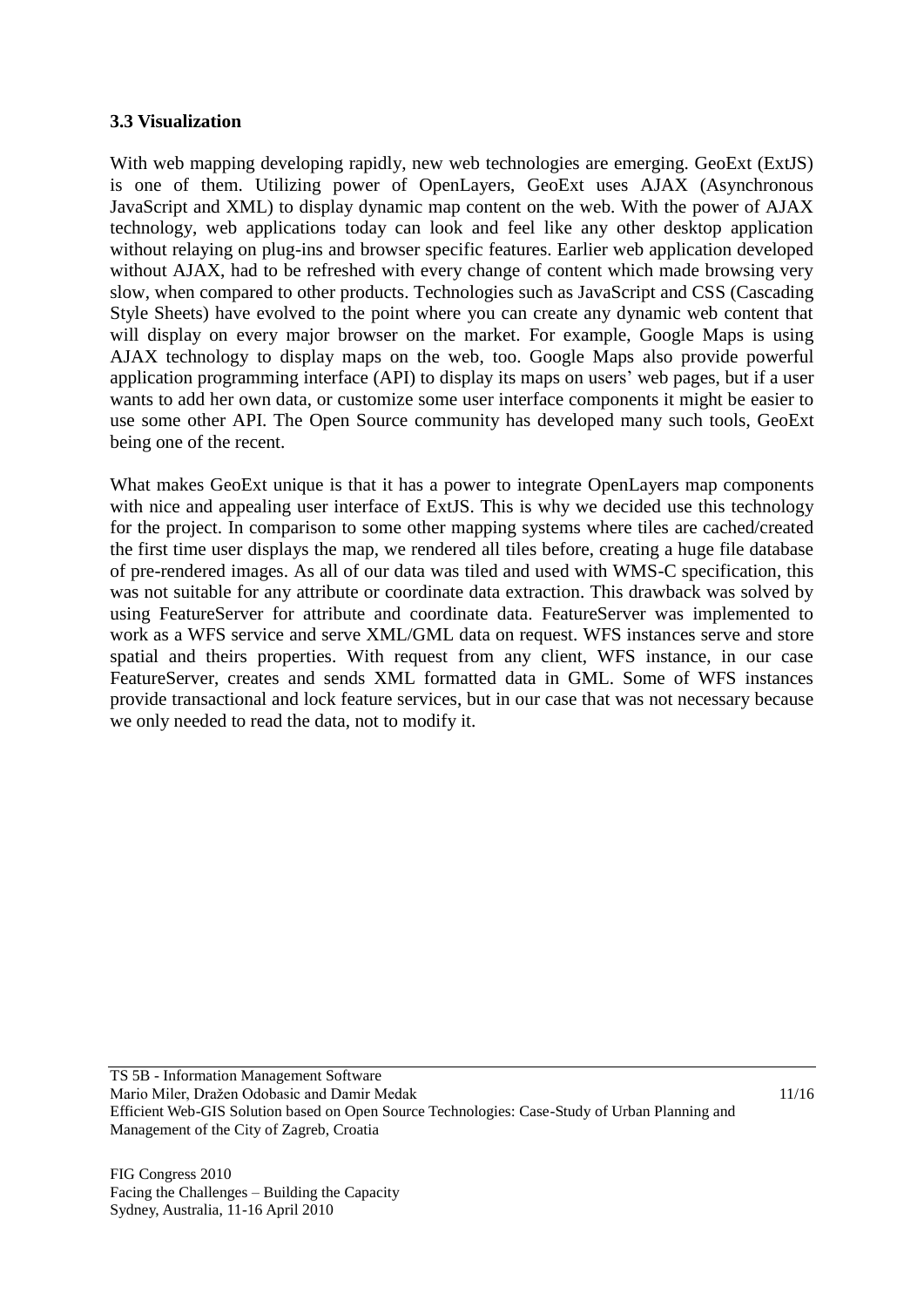### 3.3 Visualization

With web mapping developing rapidly, new web technologies are emerging. GeoExt (ExtJS) is one of them. Utilizing power of OpenLayers, GeoExt uses AJAX (Asynchronous JavaScript and XML) to display dynamic map content on the web. With the power of AJAX technology, web applications today can look and feel like any other desktop application without relaying on plug-ins and browser specific features. Earlier web application developed without AJAX, had to be refreshed with every change of content which made browsing very slow, when compared to other products. Technologies such as JavaScript and CSS (Cascading Style Sheets) have evolved to the point where you can create any dynamic web content that will display on every major browser on the market. For example, Google Maps is using AJAX technology to display maps on the web, too. Google Maps also provide powerful application programming interface (API) to display its maps on users' web pages, but if a user wants to add her own data, or customize some user interface components it might be easier to use some other API. The Open Source community has developed many such tools, GeoExt being one of the recent.

What makes GeoExt unique is that it has a power to integrate OpenLayers map components with nice and appealing user interface of ExtJS. This is why we decided use this technology for the project. In comparison to some other mapping systems where tiles are cached/created the first time user displays the map, we rendered all tiles before, creating a huge file database of pre-rendered images. As all of our data was tiled and used with WMS-C specification, this was not suitable for any attribute or coordinate data extraction. This drawback was solved by using FeatureServer for attribute and coordinate data. FeatureServer was implemented to work as a WFS service and serve XML/GML data on request. WFS instances serve and store spatial and theirs properties. With request from any client, WFS instance, in our case FeatureServer, creates and sends XML formatted data in GML. Some of WFS instances provide transactional and lock feature services, but in our case that was not necessary because we only needed to read the data, not to modify it.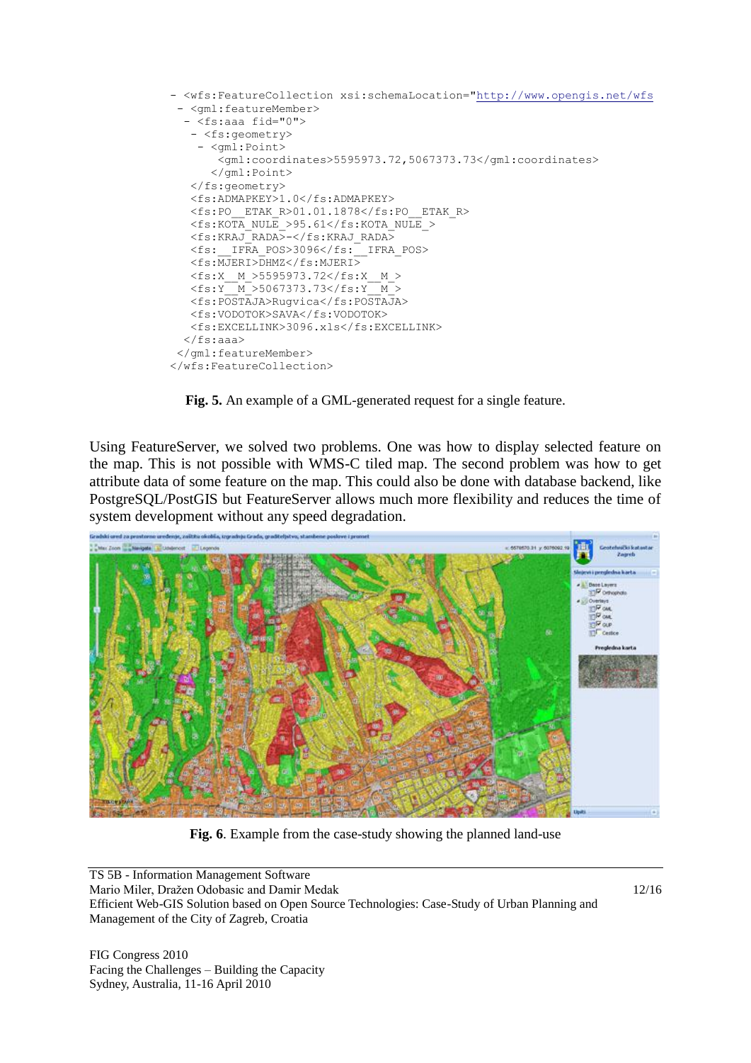```
- <wfs:FeatureCollection xsi:schemaLocation="http://www.opengis.net/wfs
 - <gml:featureMember>
  - <fs:aaa fid="0">
   - <fs:geometry>
    - <gml:Point>
       <gml:coordinates>5595973.72,5067373.73</gml:coordinates>
      </gml:Point>
   </fs:geometry>
   <fs:ADMAPKEY>1.0</fs:ADMAPKEY>
   <fs:PO__ETAK_R>01.01.1878</fs:PO__ETAK_R>
   <fs:KOTA_NULE_>95.61</fs:KOTA_NULE_>
   <fs:KRAJ_RADA>-</fs:KRAJ_RADA>
   <fs:__IFRA_POS>3096</fs:__IFRA_POS>
   <fs:MJERI>DHMZ</fs:MJERI>
   <fs:X__M_>5595973.72</fs:X__M_>
   <fs:Y__M_>5067373.73</fs:Y__M_>
   <fs:POSTAJA>Rugvica</fs:POSTAJA>
   <fs:VODOTOK>SAVA</fs:VODOTOK>
   <fs:EXCELLINK>3096.xls</fs:EXCELLINK>
  </fs:aaa>
 </gml:featureMember>
</wfs:FeatureCollection>
```

**Fig. 5.** An example of a GML-generated request for a single feature.

Using FeatureServer, we solved two problems. One was how to display selected feature on the map. This is not possible with WMS-C tiled map. The second problem was how to get attribute data of some feature on the map. This could also be done with database backend, like PostgreSQL/PostGIS but FeatureServer allows much more flexibility and reduces the time of system development without any speed degradation.

**Fig. 6**. Example from the case-study showing the planned land-use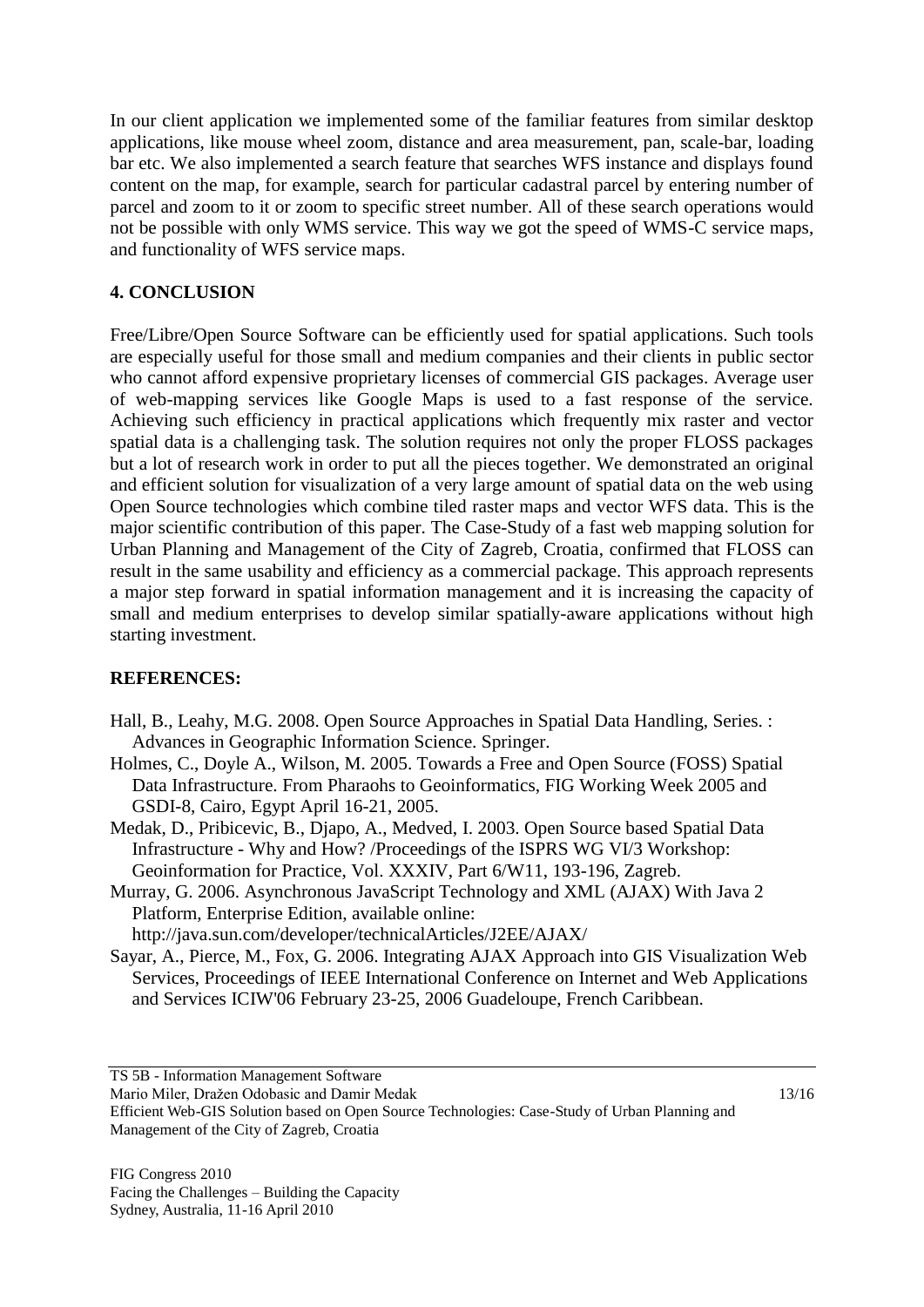In our client application we implemented some of the familiar features from similar desktop applications, like mouse wheel zoom, distance and area measurement, pan, scale-bar, loading bar etc. We also implemented a search feature that searches WFS instance and displays found content on the map, for example, search for particular cadastral parcel by entering number of parcel and zoom to it or zoom to specific street number. All of these search operations would not be possible with only WMS service. This way we got the speed of WMS-C service maps, and functionality of WFS service maps.

## 4. CONCLUSION

Free/Libre/Open Source Software can be efficiently used for spatial applications. Such tools are especially useful for those small and medium companies and their clients in public sector who cannot afford expensive proprietary licenses of commercial GIS packages. Average user of web-mapping services like Google Maps is used to a fast response of the service. Achieving such efficiency in practical applications which frequently mix raster and vector spatial data is a challenging task. The solution requires not only the proper FLOSS packages but a lot of research work in order to put all the pieces together. We demonstrated an original and efficient solution for visualization of a very large amount of spatial data on the web using Open Source technologies which combine tiled raster maps and vector WFS data. This is the major scientific contribution of this paper. The Case-Study of a fast web mapping solution for Urban Planning and Management of the City of Zagreb, Croatia, confirmed that FLOSS can result in the same usability and efficiency as a commercial package. This approach represents a major step forward in spatial information management and it is increasing the capacity of small and medium enterprises to develop similar spatially-aware applications without high starting investment.

## REFERENCES:

Hall, B., Leahy, M.G. 2008. Open Source Approaches in Spatial Data Handling, Series. : Advances in Geographic Information Science. Springer.

Holmes, C., Doyle A., Wilson, M. 2005. Towards a Free and Open Source (FOSS) Spatial Data Infrastructure. From Pharaohs to Geoinformatics, FIG Working Week 2005 and GSDI-8, Cairo, Egypt April 16-21, 2005.

Medak, D., Pribicevic, B., Djapo, A., Medved, I. 2003. Open Source based Spatial Data Infrastructure - Why and How? /Proceedings of the ISPRS WG VI/3 Workshop: Geoinformation for Practice, Vol. XXXIV, Part 6/W11, 193-196, Zagreb.

Murray, G. 2006. Asynchronous JavaScript Technology and XML (AJAX) With Java 2 Platform, Enterprise Edition, available online: http://java.sun.com/developer/technicalArticles/J2EE/AJAX/

Sayar, A., Pierce, M., Fox, G. 2006. Integrating AJAX Approach into GIS Visualization Web Services, Proceedings of IEEE International Conference on Internet and Web Applications and Services ICIW'06 February 23-25, 2006 Guadeloupe, French Caribbean.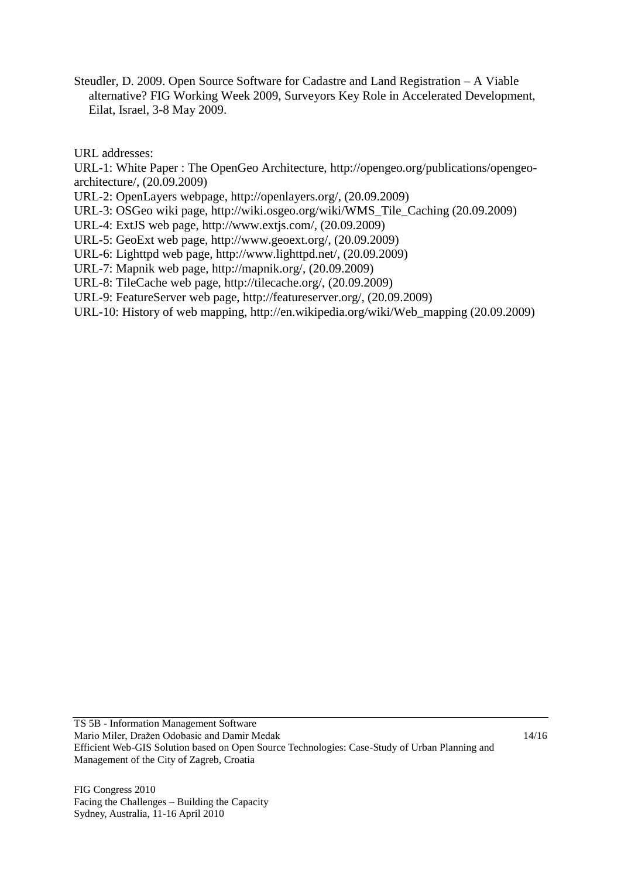Steudler, D. 2009. Open Source Software for Cadastre and Land Registration – A Viable alternative? FIG Working Week 2009, Surveyors Key Role in Accelerated Development, Eilat, Israel, 3-8 May 2009.

URL addresses:

URL-1: White Paper : The OpenGeo Architecture, http://opengeo.org/publications/opengeo-architecture/, (20.09.2009)

URL-2: OpenLayers webpage, http://openlayers.org/, (20.09.2009)

URL-3: OSGeo wiki page, http://wiki.osgeo.org/wiki/WMS_Tile_Caching (20.09.2009)

URL-4: ExtJS web page, http://www.extjs.com/, (20.09.2009)

URL-5: GeoExt web page, http://www.geoext.org/, (20.09.2009)

URL-6: Lighttpd web page, http://www.lighttpd.net/, (20.09.2009)

URL-7: Mapnik web page, http://mapnik.org/, (20.09.2009)

URL-8: TileCache web page, http://tilecache.org/, (20.09.2009)

URL-9: FeatureServer web page, http://featureserver.org/, (20.09.2009)

URL-10: History of web mapping, http://en.wikipedia.org/wiki/Web_mapping (20.09.2009)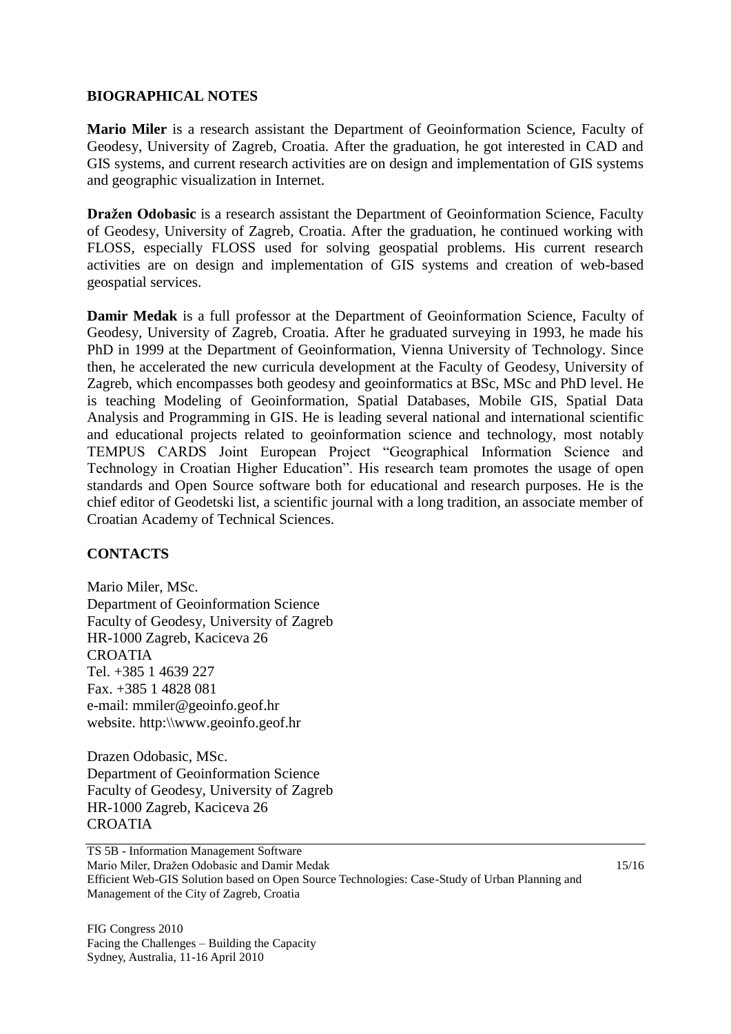## BIOGRAPHICAL NOTES

**Mario Miler** is a research assistant the Department of Geoinformation Science, Faculty of Geodesy, University of Zagreb, Croatia. After the graduation, he got interested in CAD and GIS systems, and current research activities are on design and implementation of GIS systems and geographic visualization in Internet.

**Dražen Odobasic** is a research assistant the Department of Geoinformation Science, Faculty of Geodesy, University of Zagreb, Croatia. After the graduation, he continued working with FLOSS, especially FLOSS used for solving geospatial problems. His current research activities are on design and implementation of GIS systems and creation of web-based geospatial services.

**Damir Medak** is a full professor at the Department of Geoinformation Science, Faculty of Geodesy, University of Zagreb, Croatia. After he graduated surveying in 1993, he made his PhD in 1999 at the Department of Geoinformation, Vienna University of Technology. Since then, he accelerated the new curricula development at the Faculty of Geodesy, University of Zagreb, which encompasses both geodesy and geoinformatics at BSc, MSc and PhD level. He is teaching Modeling of Geoinformation, Spatial Databases, Mobile GIS, Spatial Data Analysis and Programming in GIS. He is leading several national and international scientific and educational projects related to geoinformation science and technology, most notably TEMPUS CARDS Joint European Project "Geographical Information Science and Technology in Croatian Higher Education". His research team promotes the usage of open standards and Open Source software both for educational and research purposes. He is the chief editor of Geodetski list, a scientific journal with a long tradition, an associate member of Croatian Academy of Technical Sciences.

## CONTACTS

Mario Miler, MSc.
Department of Geoinformation Science
Faculty of Geodesy, University of Zagreb
HR-1000 Zagreb, Kaciceva 26
CROATIA
Tel. +385 1 4639 227
Fax. +385 1 4828 081
e-mail: mmiler@geoinfo.geof.hr
website. http:\\www.geoinfo.geof.hr

Drazen Odobasic, MSc.
Department of Geoinformation Science
Faculty of Geodesy, University of Zagreb
HR-1000 Zagreb, Kaciceva 26
CROATIA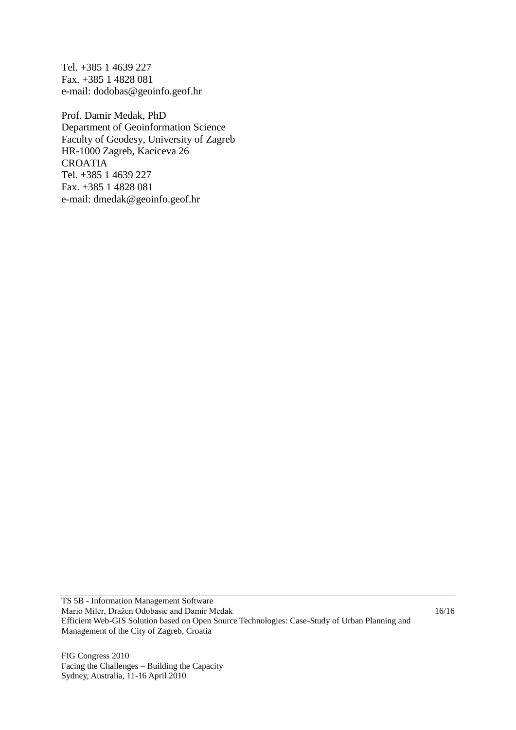Tel. +385 1 4639 227
Fax. +385 1 4828 081
e-mail: dodobas@geoinfo.geof.hr

Prof. Damir Medak, PhD
Department of Geoinformation Science
Faculty of Geodesy, University of Zagreb
HR-1000 Zagreb, Kaciceva 26
CROATIA
Tel. +385 1 4639 227
Fax. +385 1 4828 081
e-mail: dmedak@geoinfo.geof.hr